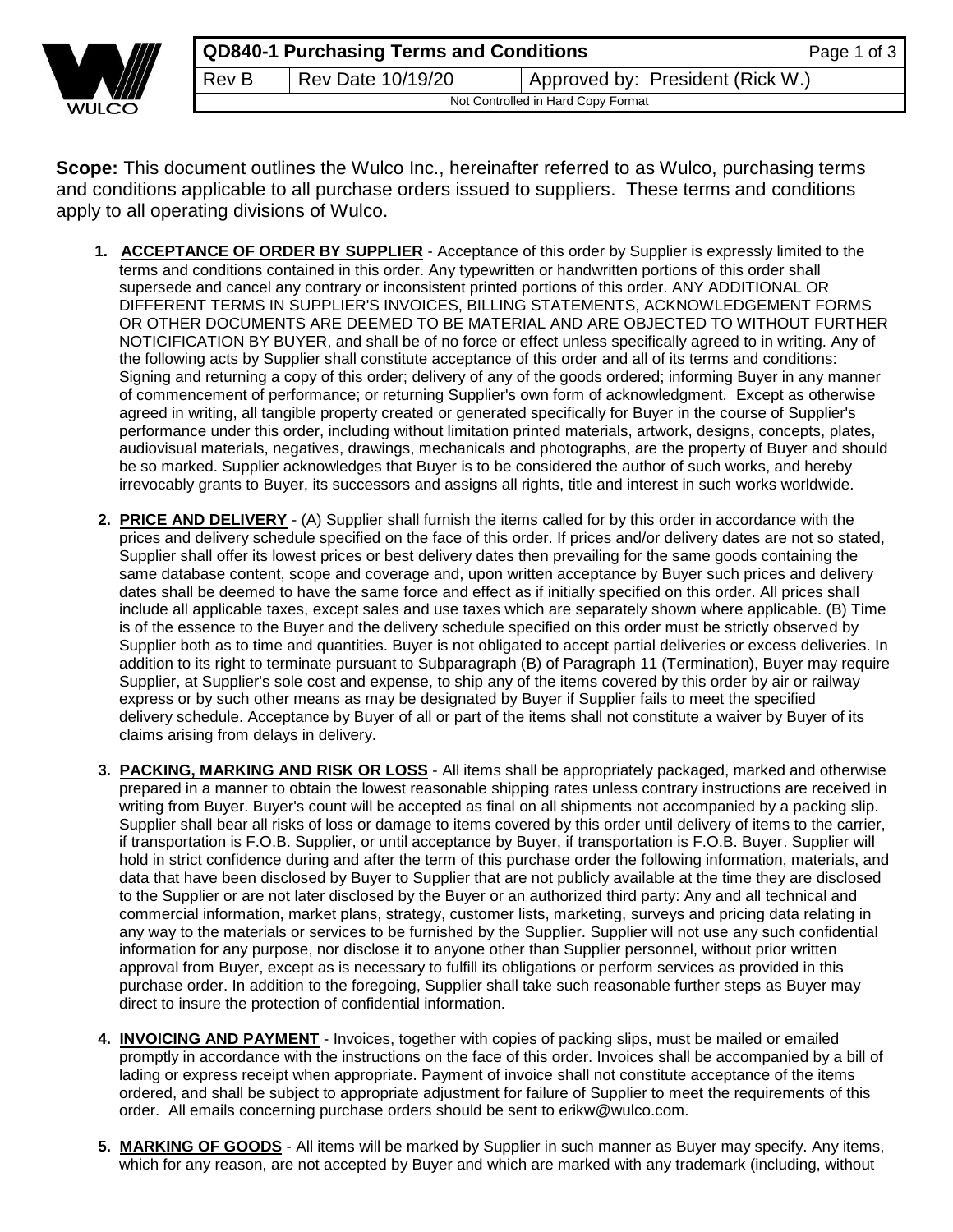| QD840-1 Purchasing Terms and Conditions | | |
|---|---|---|
| Rev B | Rev Date 10/19/20 | Approved by: President (Rick W.) |
| Not Controlled in Hard Copy Format | | |

**Scope:** This document outlines the Wulco Inc., hereinafter referred to as Wulco, purchasing terms and conditions applicable to all purchase orders issued to suppliers. These terms and conditions apply to all operating divisions of Wulco.

1. **ACCEPTANCE OF ORDER BY SUPPLIER** - Acceptance of this order by Supplier is expressly limited to the terms and conditions contained in this order. Any typewritten or handwritten portions of this order shall supersede and cancel any contrary or inconsistent printed portions of this order. ANY ADDITIONAL OR DIFFERENT TERMS IN SUPPLIER'S INVOICES, BILLING STATEMENTS, ACKNOWLEDGEMENT FORMS OR OTHER DOCUMENTS ARE DEEMED TO BE MATERIAL AND ARE OBJECTED TO WITHOUT FURTHER NOTICIFICATION BY BUYER, and shall be of no force or effect unless specifically agreed to in writing. Any of the following acts by Supplier shall constitute acceptance of this order and all of its terms and conditions: Signing and returning a copy of this order; delivery of any of the goods ordered; informing Buyer in any manner of commencement of performance; or returning Supplier's own form of acknowledgment. Except as otherwise agreed in writing, all tangible property created or generated specifically for Buyer in the course of Supplier's performance under this order, including without limitation printed materials, artwork, designs, concepts, plates, audiovisual materials, negatives, drawings, mechanicals and photographs, are the property of Buyer and should be so marked. Supplier acknowledges that Buyer is to be considered the author of such works, and hereby irrevocably grants to Buyer, its successors and assigns all rights, title and interest in such works worldwide.

2. **PRICE AND DELIVERY** - (A) Supplier shall furnish the items called for by this order in accordance with the prices and delivery schedule specified on the face of this order. If prices and/or delivery dates are not so stated, Supplier shall offer its lowest prices or best delivery dates then prevailing for the same goods containing the same database content, scope and coverage and, upon written acceptance by Buyer such prices and delivery dates shall be deemed to have the same force and effect as if initially specified on this order. All prices shall include all applicable taxes, except sales and use taxes which are separately shown where applicable. (B) Time is of the essence to the Buyer and the delivery schedule specified on this order must be strictly observed by Supplier both as to time and quantities. Buyer is not obligated to accept partial deliveries or excess deliveries. In addition to its right to terminate pursuant to Subparagraph (B) of Paragraph 11 (Termination), Buyer may require Supplier, at Supplier's sole cost and expense, to ship any of the items covered by this order by air or railway express or by such other means as may be designated by Buyer if Supplier fails to meet the specified delivery schedule. Acceptance by Buyer of all or part of the items shall not constitute a waiver by Buyer of its claims arising from delays in delivery.

3. **PACKING, MARKING AND RISK OR LOSS** - All items shall be appropriately packaged, marked and otherwise prepared in a manner to obtain the lowest reasonable shipping rates unless contrary instructions are received in writing from Buyer. Buyer's count will be accepted as final on all shipments not accompanied by a packing slip. Supplier shall bear all risks of loss or damage to items covered by this order until delivery of items to the carrier, if transportation is F.O.B. Supplier, or until acceptance by Buyer, if transportation is F.O.B. Buyer. Supplier will hold in strict confidence during and after the term of this purchase order the following information, materials, and data that have been disclosed by Buyer to Supplier that are not publicly available at the time they are disclosed to the Supplier or are not later disclosed by the Buyer or an authorized third party: Any and all technical and commercial information, market plans, strategy, customer lists, marketing, surveys and pricing data relating in any way to the materials or services to be furnished by the Supplier. Supplier will not use any such confidential information for any purpose, nor disclose it to anyone other than Supplier personnel, without prior written approval from Buyer, except as is necessary to fulfill its obligations or perform services as provided in this purchase order. In addition to the foregoing, Supplier shall take such reasonable further steps as Buyer may direct to insure the protection of confidential information.

4. **INVOICING AND PAYMENT** - Invoices, together with copies of packing slips, must be mailed or emailed promptly in accordance with the instructions on the face of this order. Invoices shall be accompanied by a bill of lading or express receipt when appropriate. Payment of invoice shall not constitute acceptance of the items ordered, and shall be subject to appropriate adjustment for failure of Supplier to meet the requirements of this order. All emails concerning purchase orders should be sent to erikw@wulco.com.

5. **MARKING OF GOODS** - All items will be marked by Supplier in such manner as Buyer may specify. Any items, which for any reason, are not accepted by Buyer and which are marked with any trademark (including, without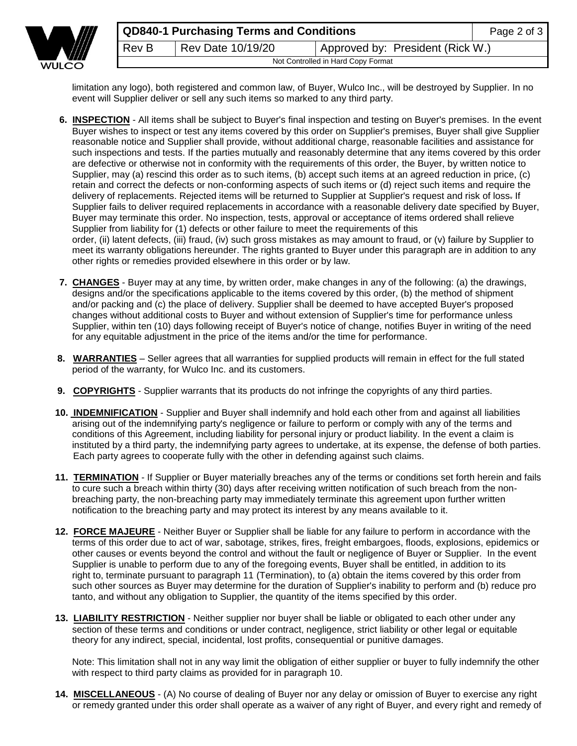limitation any logo), both registered and common law, of Buyer, Wulco Inc., will be destroyed by Supplier. In no event will Supplier deliver or sell any such items so marked to any third party.

6. **INSPECTION** - All items shall be subject to Buyer's final inspection and testing on Buyer's premises. In the event Buyer wishes to inspect or test any items covered by this order on Supplier's premises, Buyer shall give Supplier reasonable notice and Supplier shall provide, without additional charge, reasonable facilities and assistance for such inspections and tests. If the parties mutually and reasonably determine that any items covered by this order are defective or otherwise not in conformity with the requirements of this order, the Buyer, by written notice to Supplier, may (a) rescind this order as to such items, (b) accept such items at an agreed reduction in price, (c) retain and correct the defects or non-conforming aspects of such items or (d) reject such items and require the delivery of replacements. Rejected items will be returned to Supplier at Supplier's request and risk of loss. If Supplier fails to deliver required replacements in accordance with a reasonable delivery date specified by Buyer, Buyer may terminate this order. No inspection, tests, approval or acceptance of items ordered shall relieve Supplier from liability for (1) defects or other failure to meet the requirements of this order, (ii) latent defects, (iii) fraud, (iv) such gross mistakes as may amount to fraud, or (v) failure by Supplier to meet its warranty obligations hereunder. The rights granted to Buyer under this paragraph are in addition to any other rights or remedies provided elsewhere in this order or by law.

7. **CHANGES** - Buyer may at any time, by written order, make changes in any of the following: (a) the drawings, designs and/or the specifications applicable to the items covered by this order, (b) the method of shipment and/or packing and (c) the place of delivery. Supplier shall be deemed to have accepted Buyer's proposed changes without additional costs to Buyer and without extension of Supplier's time for performance unless Supplier, within ten (10) days following receipt of Buyer's notice of change, notifies Buyer in writing of the need for any equitable adjustment in the price of the items and/or the time for performance.

8. **WARRANTIES** – Seller agrees that all warranties for supplied products will remain in effect for the full stated period of the warranty, for Wulco Inc. and its customers.

9. **COPYRIGHTS** - Supplier warrants that its products do not infringe the copyrights of any third parties.

10. **INDEMNIFICATION** - Supplier and Buyer shall indemnify and hold each other from and against all liabilities arising out of the indemnifying party's negligence or failure to perform or comply with any of the terms and conditions of this Agreement, including liability for personal injury or product liability. In the event a claim is instituted by a third party, the indemnifying party agrees to undertake, at its expense, the defense of both parties. Each party agrees to cooperate fully with the other in defending against such claims.

11. **TERMINATION** - If Supplier or Buyer materially breaches any of the terms or conditions set forth herein and fails to cure such a breach within thirty (30) days after receiving written notification of such breach from the non-breaching party, the non-breaching party may immediately terminate this agreement upon further written notification to the breaching party and may protect its interest by any means available to it.

12. **FORCE MAJEURE** - Neither Buyer or Supplier shall be liable for any failure to perform in accordance with the terms of this order due to act of war, sabotage, strikes, fires, freight embargoes, floods, explosions, epidemics or other causes or events beyond the control and without the fault or negligence of Buyer or Supplier. In the event Supplier is unable to perform due to any of the foregoing events, Buyer shall be entitled, in addition to its right to, terminate pursuant to paragraph 11 (Termination), to (a) obtain the items covered by this order from such other sources as Buyer may determine for the duration of Supplier's inability to perform and (b) reduce pro tanto, and without any obligation to Supplier, the quantity of the items specified by this order.

13. **LIABILITY RESTRICTION** - Neither supplier nor buyer shall be liable or obligated to each other under any section of these terms and conditions or under contract, negligence, strict liability or other legal or equitable theory for any indirect, special, incidental, lost profits, consequential or punitive damages.

    Note: This limitation shall not in any way limit the obligation of either supplier or buyer to fully indemnify the other with respect to third party claims as provided for in paragraph 10.

14. **MISCELLANEOUS** - (A) No course of dealing of Buyer nor any delay or omission of Buyer to exercise any right or remedy granted under this order shall operate as a waiver of any right of Buyer, and every right and remedy of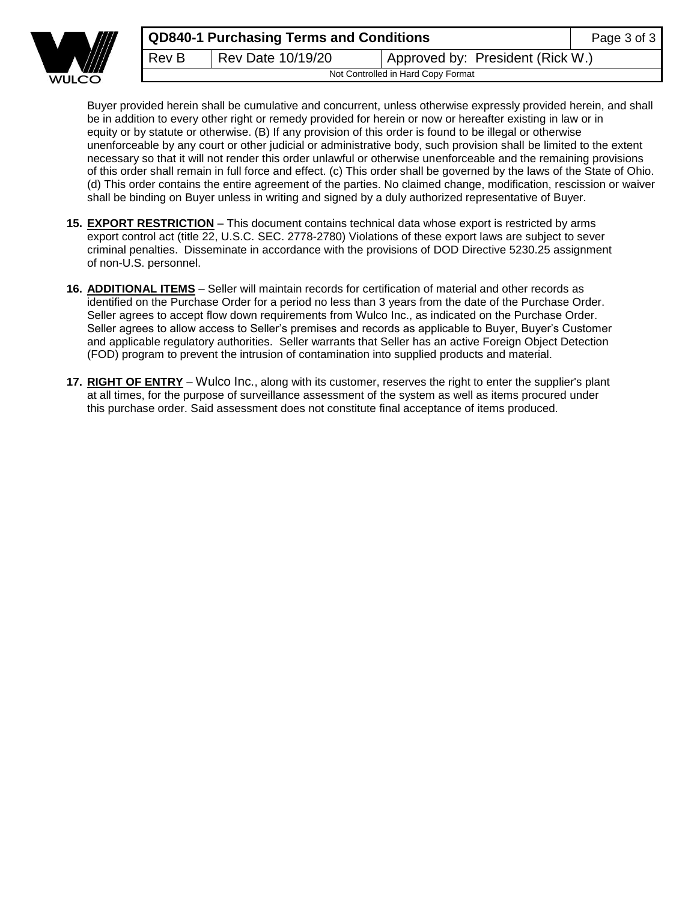Buyer provided herein shall be cumulative and concurrent, unless otherwise expressly provided herein, and shall be in addition to every other right or remedy provided for herein or now or hereafter existing in law or in equity or by statute or otherwise. (B) If any provision of this order is found to be illegal or otherwise unenforceable by any court or other judicial or administrative body, such provision shall be limited to the extent necessary so that it will not render this order unlawful or otherwise unenforceable and the remaining provisions of this order shall remain in full force and effect. (c) This order shall be governed by the laws of the State of Ohio. (d) This order contains the entire agreement of the parties. No claimed change, modification, rescission or waiver shall be binding on Buyer unless in writing and signed by a duly authorized representative of Buyer.

15. **EXPORT RESTRICTION** – This document contains technical data whose export is restricted by arms export control act (title 22, U.S.C. SEC. 2778-2780) Violations of these export laws are subject to sever criminal penalties. Disseminate in accordance with the provisions of DOD Directive 5230.25 assignment of non-U.S. personnel.

16. **ADDITIONAL ITEMS** – Seller will maintain records for certification of material and other records as identified on the Purchase Order for a period no less than 3 years from the date of the Purchase Order. Seller agrees to accept flow down requirements from Wulco Inc., as indicated on the Purchase Order. Seller agrees to allow access to Seller's premises and records as applicable to Buyer, Buyer's Customer and applicable regulatory authorities. Seller warrants that Seller has an active Foreign Object Detection (FOD) program to prevent the intrusion of contamination into supplied products and material.

17. **RIGHT OF ENTRY** – Wulco Inc., along with its customer, reserves the right to enter the supplier's plant at all times, for the purpose of surveillance assessment of the system as well as items procured under this purchase order. Said assessment does not constitute final acceptance of items produced.